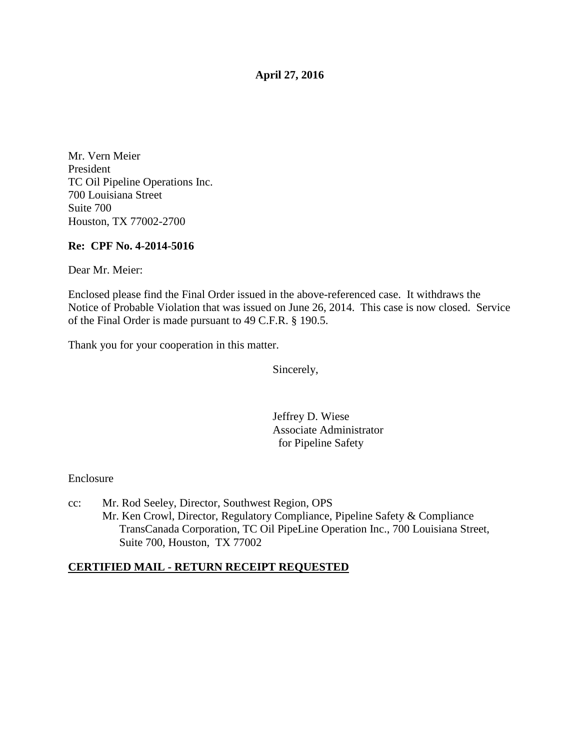**April 27, 2016**

Mr. Vern Meier  
President  
TC Oil Pipeline Operations Inc.  
700 Louisiana Street  
Suite 700  
Houston, TX 77002-2700

**Re: CPF No. 4-2014-5016**

Dear Mr. Meier:

Enclosed please find the Final Order issued in the above-referenced case. It withdraws the Notice of Probable Violation that was issued on June 26, 2014. This case is now closed. Service of the Final Order is made pursuant to 49 C.F.R. § 190.5.

Thank you for your cooperation in this matter.

Sincerely,

Jeffrey D. Wiese  
Associate Administrator  
for Pipeline Safety

Enclosure

cc: Mr. Rod Seeley, Director, Southwest Region, OPS  
Mr. Ken Crowl, Director, Regulatory Compliance, Pipeline Safety & Compliance TransCanada Corporation, TC Oil PipeLine Operation Inc., 700 Louisiana Street, Suite 700, Houston, TX 77002

**CERTIFIED MAIL - RETURN RECEIPT REQUESTED**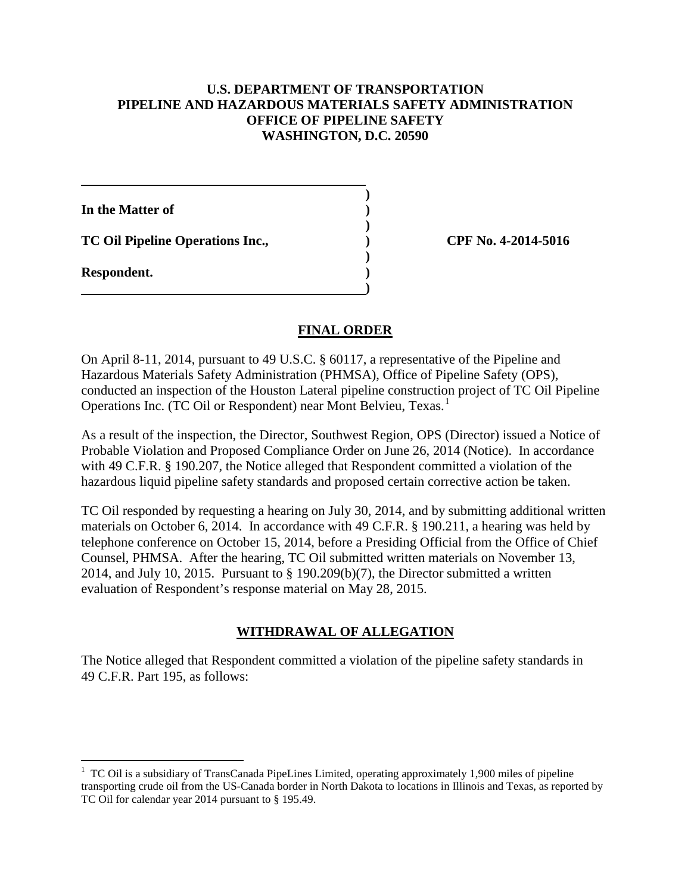**U.S. DEPARTMENT OF TRANSPORTATION**
**PIPELINE AND HAZARDOUS MATERIALS SAFETY ADMINISTRATION**
**OFFICE OF PIPELINE SAFETY**
**WASHINGTON, D.C. 20590**

| | | |
|---|---|---|
| **In the Matter of** | ) | |
| **TC Oil Pipeline Operations Inc.,** | ) | **CPF No. 4-2014-5016** |
| **Respondent.** | ) | |

## FINAL ORDER

On April 8-11, 2014, pursuant to 49 U.S.C. § 60117, a representative of the Pipeline and Hazardous Materials Safety Administration (PHMSA), Office of Pipeline Safety (OPS), conducted an inspection of the Houston Lateral pipeline construction project of TC Oil Pipeline Operations Inc. (TC Oil or Respondent) near Mont Belvieu, Texas.[1]

As a result of the inspection, the Director, Southwest Region, OPS (Director) issued a Notice of Probable Violation and Proposed Compliance Order on June 26, 2014 (Notice). In accordance with 49 C.F.R. § 190.207, the Notice alleged that Respondent committed a violation of the hazardous liquid pipeline safety standards and proposed certain corrective action be taken.

TC Oil responded by requesting a hearing on July 30, 2014, and by submitting additional written materials on October 6, 2014. In accordance with 49 C.F.R. § 190.211, a hearing was held by telephone conference on October 15, 2014, before a Presiding Official from the Office of Chief Counsel, PHMSA. After the hearing, TC Oil submitted written materials on November 13, 2014, and July 10, 2015. Pursuant to § 190.209(b)(7), the Director submitted a written evaluation of Respondent's response material on May 28, 2015.

## WITHDRAWAL OF ALLEGATION

The Notice alleged that Respondent committed a violation of the pipeline safety standards in 49 C.F.R. Part 195, as follows:

[1] TC Oil is a subsidiary of TransCanada PipeLines Limited, operating approximately 1,900 miles of pipeline transporting crude oil from the US-Canada border in North Dakota to locations in Illinois and Texas, as reported by TC Oil for calendar year 2014 pursuant to § 195.49.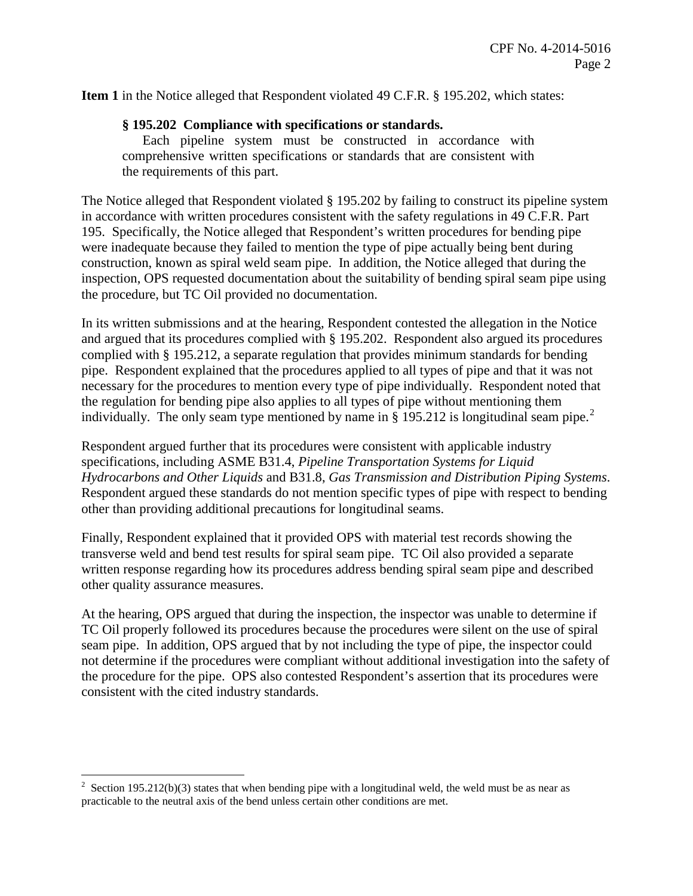**Item 1** in the Notice alleged that Respondent violated 49 C.F.R. § 195.202, which states:

> **§ 195.202 Compliance with specifications or standards.**
>
> Each pipeline system must be constructed in accordance with comprehensive written specifications or standards that are consistent with the requirements of this part.

The Notice alleged that Respondent violated § 195.202 by failing to construct its pipeline system in accordance with written procedures consistent with the safety regulations in 49 C.F.R. Part 195. Specifically, the Notice alleged that Respondent's written procedures for bending pipe were inadequate because they failed to mention the type of pipe actually being bent during construction, known as spiral weld seam pipe. In addition, the Notice alleged that during the inspection, OPS requested documentation about the suitability of bending spiral seam pipe using the procedure, but TC Oil provided no documentation.

In its written submissions and at the hearing, Respondent contested the allegation in the Notice and argued that its procedures complied with § 195.202. Respondent also argued its procedures complied with § 195.212, a separate regulation that provides minimum standards for bending pipe. Respondent explained that the procedures applied to all types of pipe and that it was not necessary for the procedures to mention every type of pipe individually. Respondent noted that the regulation for bending pipe also applies to all types of pipe without mentioning them individually. The only seam type mentioned by name in § 195.212 is longitudinal seam pipe.[2]

Respondent argued further that its procedures were consistent with applicable industry specifications, including ASME B31.4, *Pipeline Transportation Systems for Liquid Hydrocarbons and Other Liquids* and B31.8, *Gas Transmission and Distribution Piping Systems*. Respondent argued these standards do not mention specific types of pipe with respect to bending other than providing additional precautions for longitudinal seams.

Finally, Respondent explained that it provided OPS with material test records showing the transverse weld and bend test results for spiral seam pipe. TC Oil also provided a separate written response regarding how its procedures address bending spiral seam pipe and described other quality assurance measures.

At the hearing, OPS argued that during the inspection, the inspector was unable to determine if TC Oil properly followed its procedures because the procedures were silent on the use of spiral seam pipe. In addition, OPS argued that by not including the type of pipe, the inspector could not determine if the procedures were compliant without additional investigation into the safety of the procedure for the pipe. OPS also contested Respondent's assertion that its procedures were consistent with the cited industry standards.

---

[2] Section 195.212(b)(3) states that when bending pipe with a longitudinal weld, the weld must be as near as practicable to the neutral axis of the bend unless certain other conditions are met.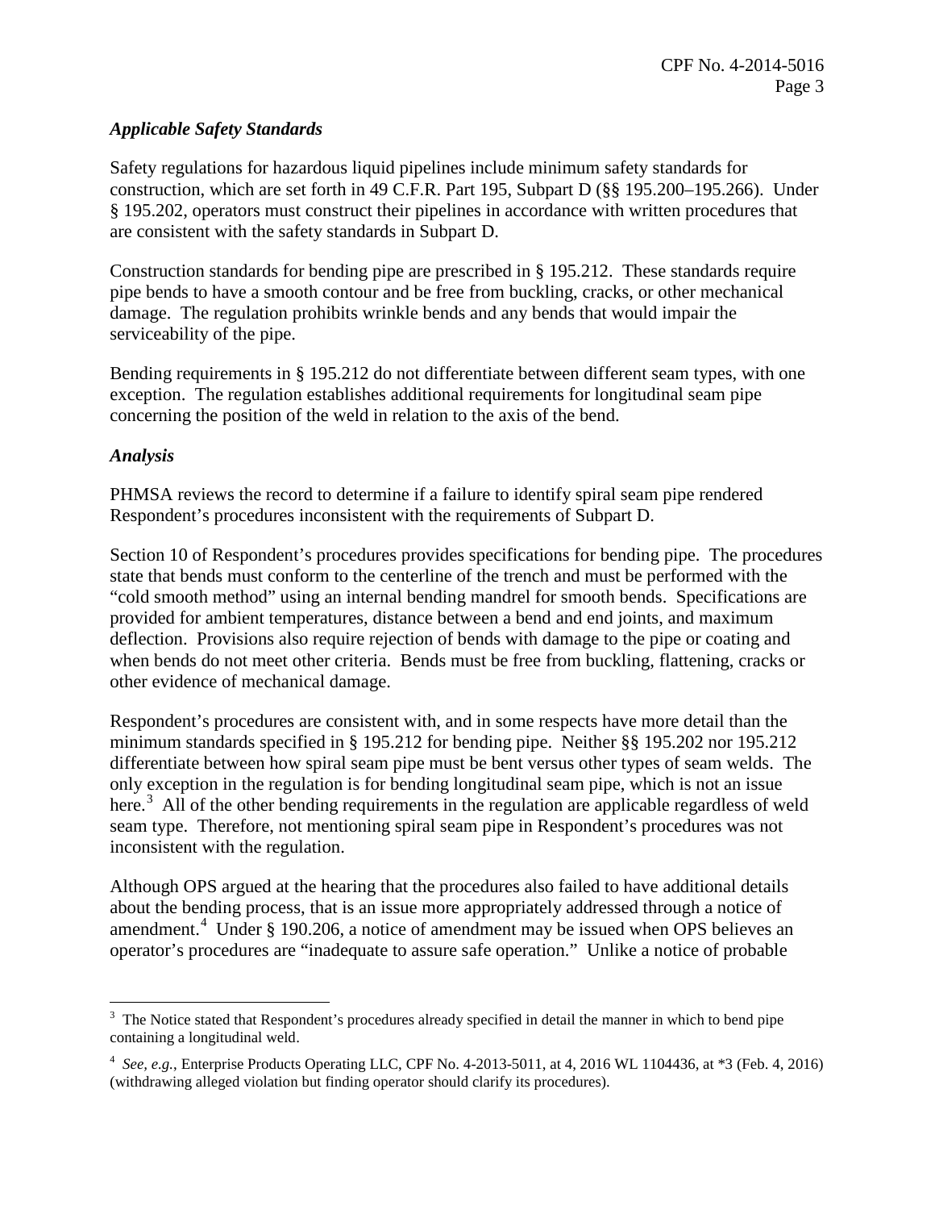### *Applicable Safety Standards*

Safety regulations for hazardous liquid pipelines include minimum safety standards for construction, which are set forth in 49 C.F.R. Part 195, Subpart D (§§ 195.200–195.266). Under § 195.202, operators must construct their pipelines in accordance with written procedures that are consistent with the safety standards in Subpart D.

Construction standards for bending pipe are prescribed in § 195.212. These standards require pipe bends to have a smooth contour and be free from buckling, cracks, or other mechanical damage. The regulation prohibits wrinkle bends and any bends that would impair the serviceability of the pipe.

Bending requirements in § 195.212 do not differentiate between different seam types, with one exception. The regulation establishes additional requirements for longitudinal seam pipe concerning the position of the weld in relation to the axis of the bend.

### *Analysis*

PHMSA reviews the record to determine if a failure to identify spiral seam pipe rendered Respondent's procedures inconsistent with the requirements of Subpart D.

Section 10 of Respondent's procedures provides specifications for bending pipe. The procedures state that bends must conform to the centerline of the trench and must be performed with the "cold smooth method" using an internal bending mandrel for smooth bends. Specifications are provided for ambient temperatures, distance between a bend and end joints, and maximum deflection. Provisions also require rejection of bends with damage to the pipe or coating and when bends do not meet other criteria. Bends must be free from buckling, flattening, cracks or other evidence of mechanical damage.

Respondent's procedures are consistent with, and in some respects have more detail than the minimum standards specified in § 195.212 for bending pipe. Neither §§ 195.202 nor 195.212 differentiate between how spiral seam pipe must be bent versus other types of seam welds. The only exception in the regulation is for bending longitudinal seam pipe, which is not an issue here.[3] All of the other bending requirements in the regulation are applicable regardless of weld seam type. Therefore, not mentioning spiral seam pipe in Respondent's procedures was not inconsistent with the regulation.

Although OPS argued at the hearing that the procedures also failed to have additional details about the bending process, that is an issue more appropriately addressed through a notice of amendment.[4] Under § 190.206, a notice of amendment may be issued when OPS believes an operator's procedures are "inadequate to assure safe operation." Unlike a notice of probable

---

[3] The Notice stated that Respondent's procedures already specified in detail the manner in which to bend pipe containing a longitudinal weld.

[4] *See, e.g.*, Enterprise Products Operating LLC, CPF No. 4-2013-5011, at 4, 2016 WL 1104436, at *3 (Feb. 4, 2016) (withdrawing alleged violation but finding operator should clarify its procedures).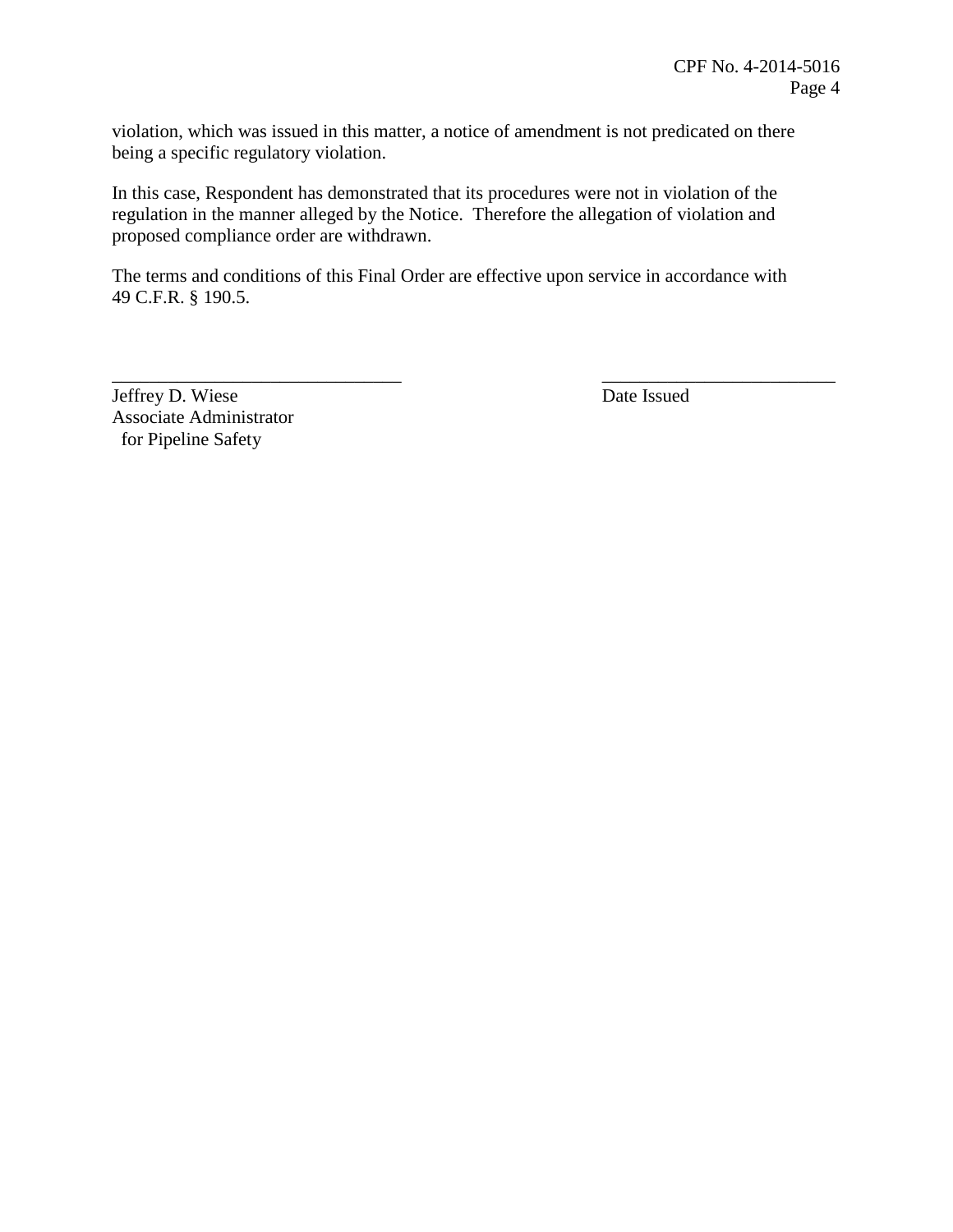violation, which was issued in this matter, a notice of amendment is not predicated on there being a specific regulatory violation.

In this case, Respondent has demonstrated that its procedures were not in violation of the regulation in the manner alleged by the Notice. Therefore the allegation of violation and proposed compliance order are withdrawn.

The terms and conditions of this Final Order are effective upon service in accordance with 49 C.F.R. § 190.5.

_______________________________ _________________________

Jeffrey D. Wiese  
Associate Administrator  
for Pipeline Safety

Date Issued